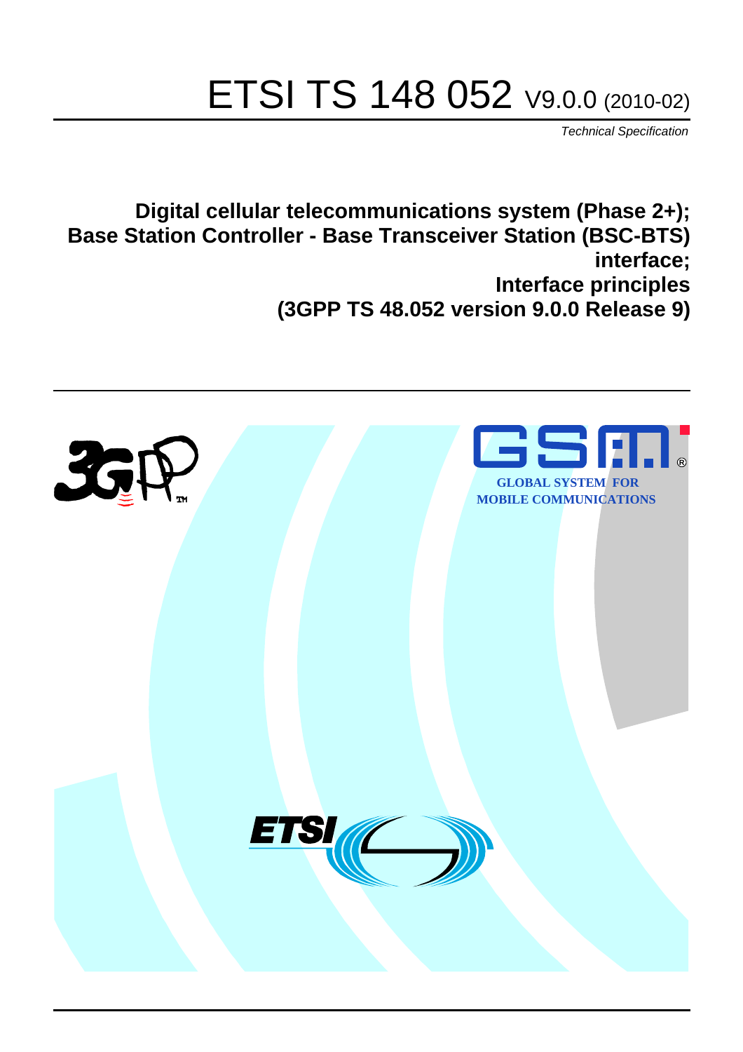# ETSI TS 148 052 V9.0.0 (2010-02)

*Technical Specification*

**Digital cellular telecommunications system (Phase 2+); Base Station Controller - Base Transceiver Station (BSC-BTS) interface; Interface principles (3GPP TS 48.052 version 9.0.0 Release 9)**

GLOBAL SYSTEM FOR MOBILE COMMUNICATIONS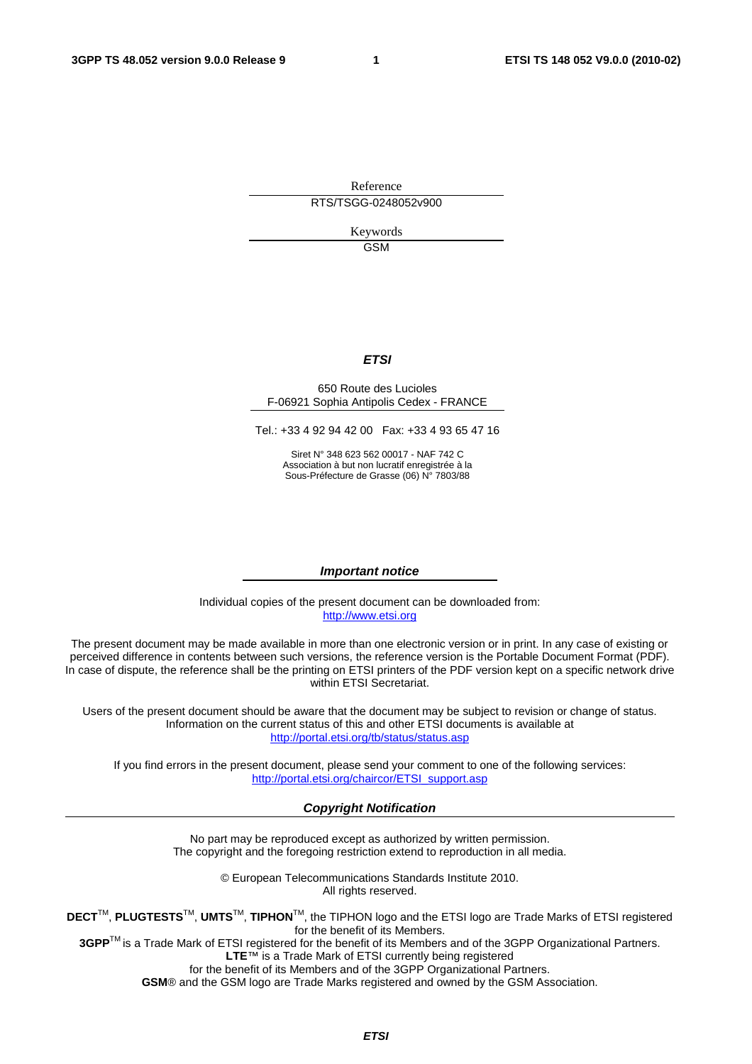Reference

RTS/TSGG-0248052v900

Keywords

GSM

***ETSI***

650 Route des Lucioles
F-06921 Sophia Antipolis Cedex - FRANCE

Tel.: +33 4 92 94 42 00 Fax: +33 4 93 65 47 16

Siret N° 348 623 562 00017 - NAF 742 C
Association à but non lucratif enregistrée à la
Sous-Préfecture de Grasse (06) N° 7803/88

***Important notice***

Individual copies of the present document can be downloaded from:
http://www.etsi.org

The present document may be made available in more than one electronic version or in print. In any case of existing or perceived difference in contents between such versions, the reference version is the Portable Document Format (PDF). In case of dispute, the reference shall be the printing on ETSI printers of the PDF version kept on a specific network drive within ETSI Secretariat.

Users of the present document should be aware that the document may be subject to revision or change of status. Information on the current status of this and other ETSI documents is available at
http://portal.etsi.org/tb/status/status.asp

If you find errors in the present document, please send your comment to one of the following services:
http://portal.etsi.org/chaircor/ETSI_support.asp

***Copyright Notification***

No part may be reproduced except as authorized by written permission.
The copyright and the foregoing restriction extend to reproduction in all media.

© European Telecommunications Standards Institute 2010.
All rights reserved.

**DECT**™, **PLUGTESTS**™, **UMTS**™, **TIPHON**™, the TIPHON logo and the ETSI logo are Trade Marks of ETSI registered for the benefit of its Members.
**3GPP**™ is a Trade Mark of ETSI registered for the benefit of its Members and of the 3GPP Organizational Partners.
**LTE**™ is a Trade Mark of ETSI currently being registered
for the benefit of its Members and of the 3GPP Organizational Partners.
**GSM**® and the GSM logo are Trade Marks registered and owned by the GSM Association.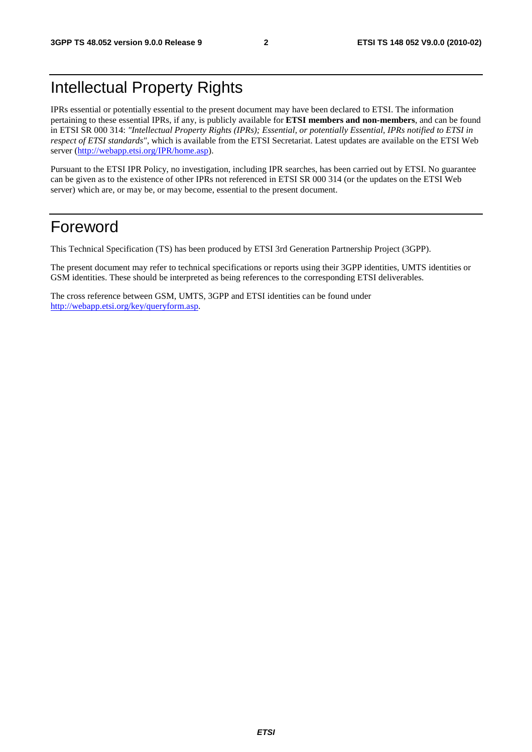# Intellectual Property Rights

IPRs essential or potentially essential to the present document may have been declared to ETSI. The information pertaining to these essential IPRs, if any, is publicly available for **ETSI members and non-members**, and can be found in ETSI SR 000 314: *"Intellectual Property Rights (IPRs); Essential, or potentially Essential, IPRs notified to ETSI in respect of ETSI standards"*, which is available from the ETSI Secretariat. Latest updates are available on the ETSI Web server (http://webapp.etsi.org/IPR/home.asp).

Pursuant to the ETSI IPR Policy, no investigation, including IPR searches, has been carried out by ETSI. No guarantee can be given as to the existence of other IPRs not referenced in ETSI SR 000 314 (or the updates on the ETSI Web server) which are, or may be, or may become, essential to the present document.

# Foreword

This Technical Specification (TS) has been produced by ETSI 3rd Generation Partnership Project (3GPP).

The present document may refer to technical specifications or reports using their 3GPP identities, UMTS identities or GSM identities. These should be interpreted as being references to the corresponding ETSI deliverables.

The cross reference between GSM, UMTS, 3GPP and ETSI identities can be found under http://webapp.etsi.org/key/queryform.asp.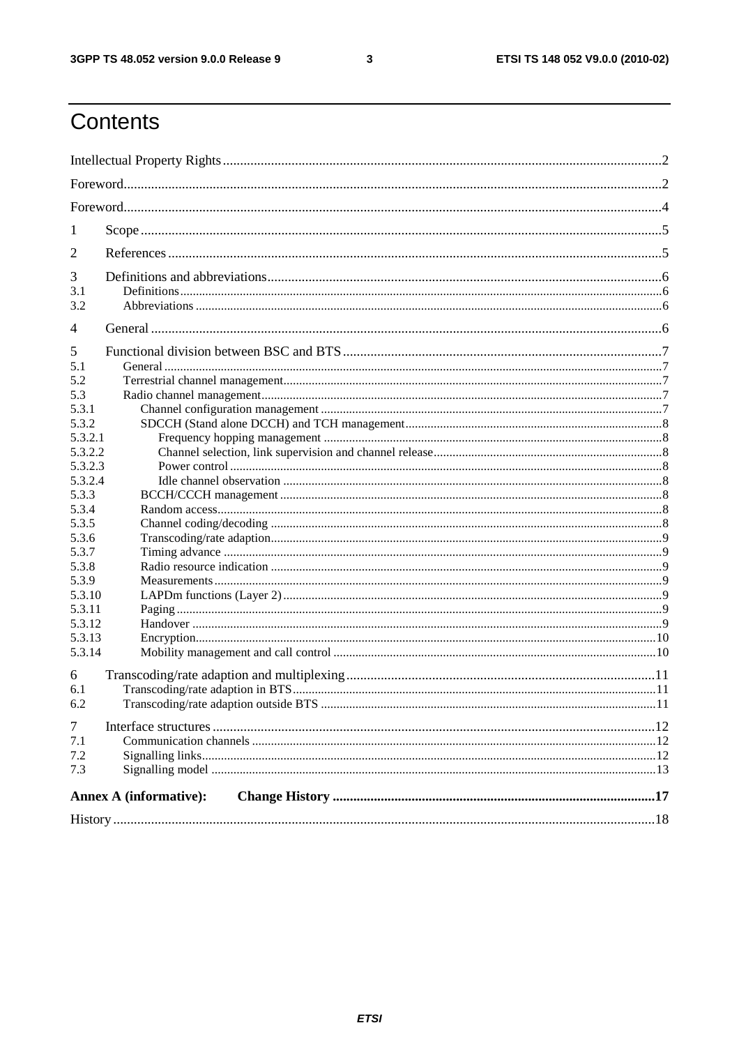# Contents

Intellectual Property Rights ........................................................................................................................ 2

Foreword ..................................................................................................................................................... 2

Foreword ..................................................................................................................................................... 4

1 Scope ....................................................................................................................................................... 5

2 References ............................................................................................................................................... 5

3 Definitions and abbreviations ................................................................................................................ 6

3.1 Definitions ........................................................................................................................................... 6

3.2 Abbreviations ...................................................................................................................................... 6

4 General .................................................................................................................................................... 6

5 Functional division between BSC and BTS ........................................................................................... 7

5.1 General ................................................................................................................................................. 7

5.2 Terrestrial channel management .......................................................................................................... 7

5.3 Radio channel management ................................................................................................................. 7

5.3.1 Channel configuration management .................................................................................................. 7

5.3.2 SDCCH (Stand alone DCCH) and TCH management ...................................................................... 8

5.3.2.1 Frequency hopping management .................................................................................................... 8

5.3.2.2 Channel selection, link supervision and channel release ................................................................. 8

5.3.2.3 Power control .................................................................................................................................. 8

5.3.2.4 Idle channel observation ................................................................................................................. 8

5.3.3 BCCH/CCCH management ............................................................................................................... 8

5.3.4 Random access ................................................................................................................................... 8

5.3.5 Channel coding/decoding .................................................................................................................. 8

5.3.6 Transcoding/rate adaption .................................................................................................................. 9

5.3.7 Timing advance .................................................................................................................................. 9

5.3.8 Radio resource indication .................................................................................................................. 9

5.3.9 Measurements ..................................................................................................................................... 9

5.3.10 LAPDm functions (Layer 2) .............................................................................................................. 9

5.3.11 Paging ................................................................................................................................................ 9

5.3.12 Handover ........................................................................................................................................... 9

5.3.13 Encryption ......................................................................................................................................... 10

5.3.14 Mobility management and call control ............................................................................................. 10

6 Transcoding/rate adaption and multiplexing .......................................................................................... 11

6.1 Transcoding/rate adaption in BTS ........................................................................................................ 11

6.2 Transcoding/rate adaption outside BTS ............................................................................................... 11

7 Interface structures .................................................................................................................................. 12

7.1 Communication channels ..................................................................................................................... 12

7.2 Signalling links ..................................................................................................................................... 12

7.3 Signalling model .................................................................................................................................. 13

**Annex A (informative): Change History** ................................................................................................ **17**

History .......................................................................................................................................................... 18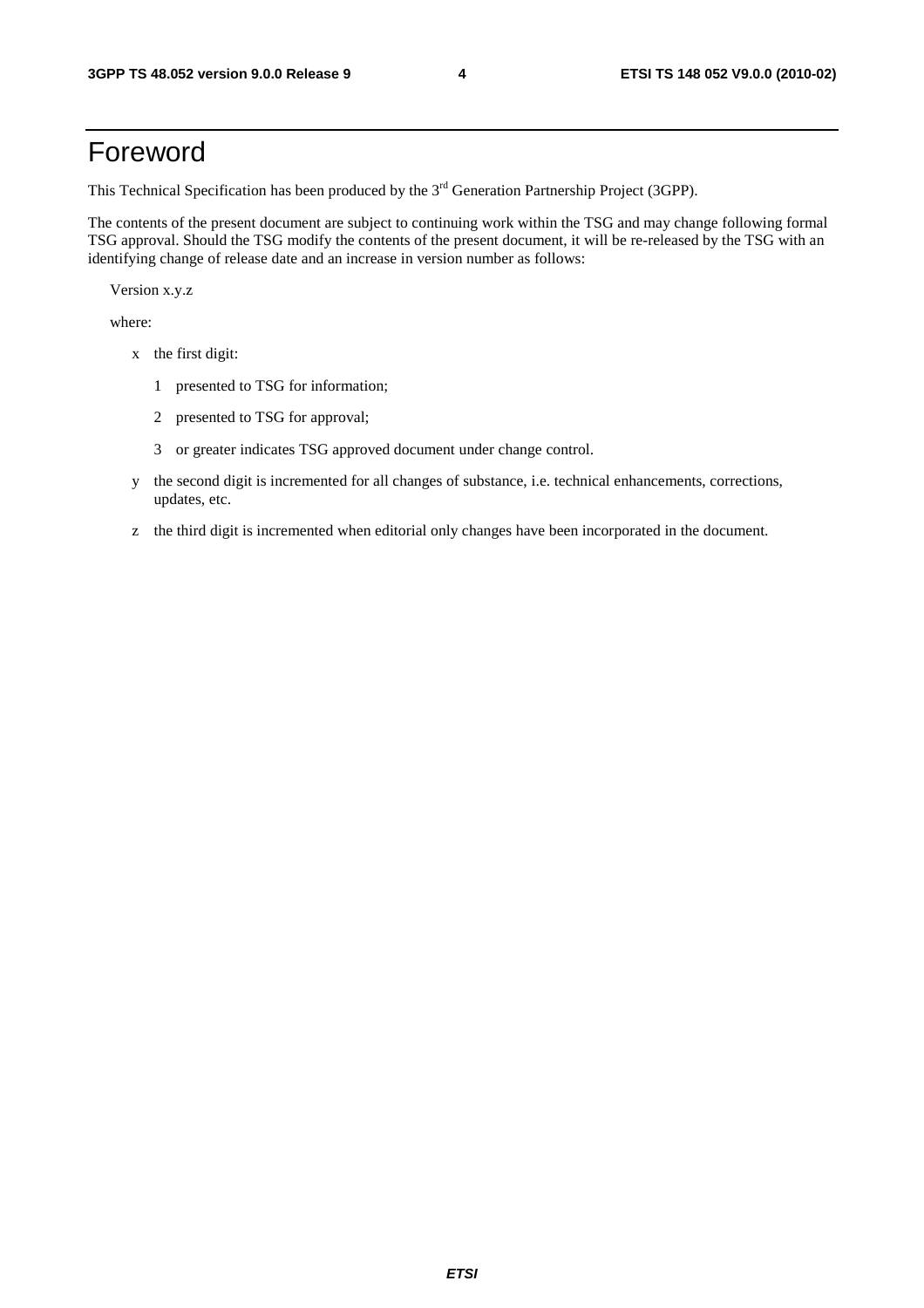# Foreword

This Technical Specification has been produced by the 3rd Generation Partnership Project (3GPP).

The contents of the present document are subject to continuing work within the TSG and may change following formal TSG approval. Should the TSG modify the contents of the present document, it will be re-released by the TSG with an identifying change of release date and an increase in version number as follows:

Version x.y.z

where:

- x the first digit:
  - 1 presented to TSG for information;
  - 2 presented to TSG for approval;
  - 3 or greater indicates TSG approved document under change control.
- y the second digit is incremented for all changes of substance, i.e. technical enhancements, corrections, updates, etc.
- z the third digit is incremented when editorial only changes have been incorporated in the document.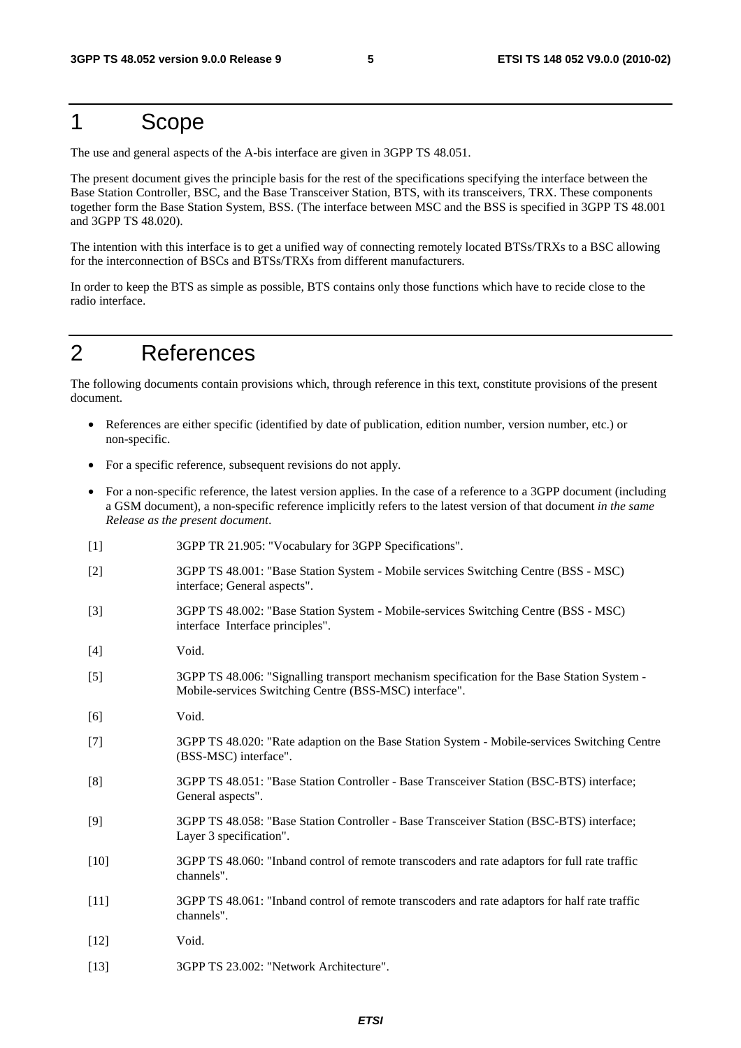# 1 Scope

The use and general aspects of the A-bis interface are given in 3GPP TS 48.051.

The present document gives the principle basis for the rest of the specifications specifying the interface between the Base Station Controller, BSC, and the Base Transceiver Station, BTS, with its transceivers, TRX. These components together form the Base Station System, BSS. (The interface between MSC and the BSS is specified in 3GPP TS 48.001 and 3GPP TS 48.020).

The intention with this interface is to get a unified way of connecting remotely located BTSs/TRXs to a BSC allowing for the interconnection of BSCs and BTSs/TRXs from different manufacturers.

In order to keep the BTS as simple as possible, BTS contains only those functions which have to recide close to the radio interface.

# 2 References

The following documents contain provisions which, through reference in this text, constitute provisions of the present document.

- References are either specific (identified by date of publication, edition number, version number, etc.) or non-specific.
- For a specific reference, subsequent revisions do not apply.
- For a non-specific reference, the latest version applies. In the case of a reference to a 3GPP document (including a GSM document), a non-specific reference implicitly refers to the latest version of that document *in the same Release as the present document*.

[1] 3GPP TR 21.905: "Vocabulary for 3GPP Specifications".

[2] 3GPP TS 48.001: "Base Station System - Mobile services Switching Centre (BSS - MSC) interface; General aspects".

[3] 3GPP TS 48.002: "Base Station System - Mobile-services Switching Centre (BSS - MSC) interface Interface principles".

[4] Void.

[5] 3GPP TS 48.006: "Signalling transport mechanism specification for the Base Station System - Mobile-services Switching Centre (BSS-MSC) interface".

[6] Void.

[7] 3GPP TS 48.020: "Rate adaption on the Base Station System - Mobile-services Switching Centre (BSS-MSC) interface".

[8] 3GPP TS 48.051: "Base Station Controller - Base Transceiver Station (BSC-BTS) interface; General aspects".

[9] 3GPP TS 48.058: "Base Station Controller - Base Transceiver Station (BSC-BTS) interface; Layer 3 specification".

[10] 3GPP TS 48.060: "Inband control of remote transcoders and rate adaptors for full rate traffic channels".

[11] 3GPP TS 48.061: "Inband control of remote transcoders and rate adaptors for half rate traffic channels".

[12] Void.

[13] 3GPP TS 23.002: "Network Architecture".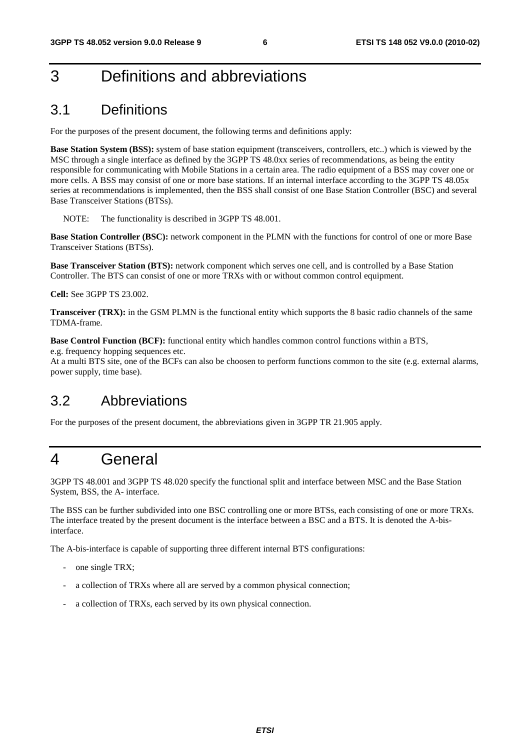# 3 Definitions and abbreviations

## 3.1 Definitions

For the purposes of the present document, the following terms and definitions apply:

**Base Station System (BSS):** system of base station equipment (transceivers, controllers, etc..) which is viewed by the MSC through a single interface as defined by the 3GPP TS 48.0xx series of recommendations, as being the entity responsible for communicating with Mobile Stations in a certain area. The radio equipment of a BSS may cover one or more cells. A BSS may consist of one or more base stations. If an internal interface according to the 3GPP TS 48.05x series at recommendations is implemented, then the BSS shall consist of one Base Station Controller (BSC) and several Base Transceiver Stations (BTSs).

NOTE: The functionality is described in 3GPP TS 48.001.

**Base Station Controller (BSC):** network component in the PLMN with the functions for control of one or more Base Transceiver Stations (BTSs).

**Base Transceiver Station (BTS):** network component which serves one cell, and is controlled by a Base Station Controller. The BTS can consist of one or more TRXs with or without common control equipment.

**Cell:** See 3GPP TS 23.002.

**Transceiver (TRX):** in the GSM PLMN is the functional entity which supports the 8 basic radio channels of the same TDMA-frame.

**Base Control Function (BCF):** functional entity which handles common control functions within a BTS, e.g. frequency hopping sequences etc.
At a multi BTS site, one of the BCFs can also be choosen to perform functions common to the site (e.g. external alarms, power supply, time base).

## 3.2 Abbreviations

For the purposes of the present document, the abbreviations given in 3GPP TR 21.905 apply.

# 4 General

3GPP TS 48.001 and 3GPP TS 48.020 specify the functional split and interface between MSC and the Base Station System, BSS, the A- interface.

The BSS can be further subdivided into one BSC controlling one or more BTSs, each consisting of one or more TRXs. The interface treated by the present document is the interface between a BSC and a BTS. It is denoted the A-bis-interface.

The A-bis-interface is capable of supporting three different internal BTS configurations:

- one single TRX;
- a collection of TRXs where all are served by a common physical connection;
- a collection of TRXs, each served by its own physical connection.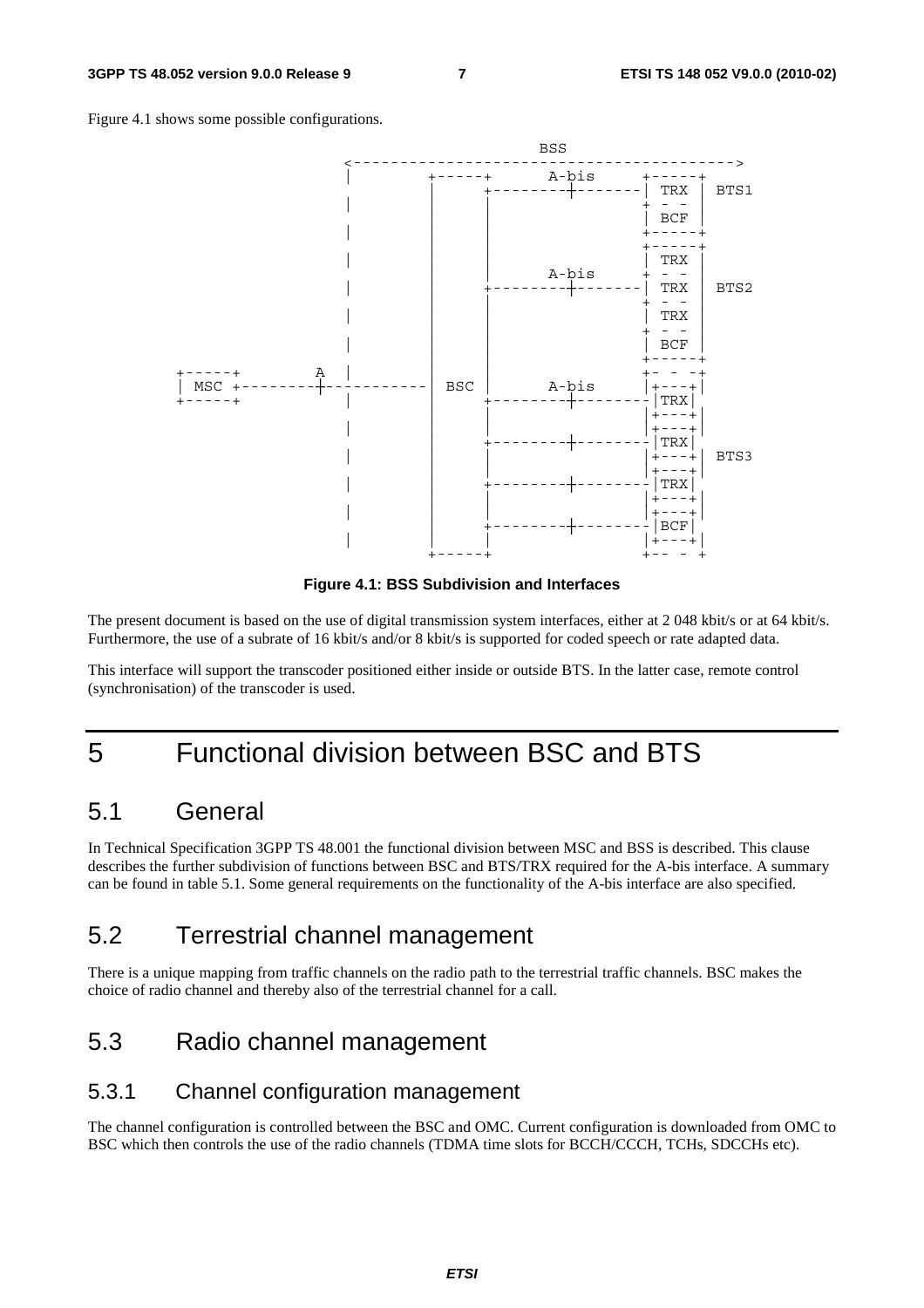Figure 4.1 shows some possible configurations.

```
                                         BSS
                     <---------------------------------------->
                     |       +-----+      A-bis     +-----+
                     |       |     +--------+-------| TRX  |  BTS1
                     |       |     |                + - -  |
                     |       |     |                | BCF  |
                     |       |     |                +-----+
                     |       |     |                +-----+
                     |       |     |                | TRX  |
                     |       |     |      A-bis     + - -  |
                     |       |     +--------+-------| TRX  |  BTS2
                     |       |     |                + - -  |
                     |       |     |                | TRX  |
                     |       |     |                + - -  |
                     |       |     |                | BCF  |
                     |       |     |                +-----+
+-----+        A     |       |     |                +- - -+
| MSC +--------+-----------  | BSC |      A-bis     |+---+|
+-----+              |       |     +--------+--------|TRX|
                     |       |     |                |+---+|
                     |       |     |                |+---+|
                     |       |     +--------+--------|TRX|
                     |       |     |                |+---+|  BTS3
                     |       |     |                |+---+|
                     |       |     +--------+--------|TRX|
                     |       |     |                |+---+|
                     |       |     |                |+---+|
                     |       |     +--------+--------|BCF|
                     |       |     |                |+---+|
                     |       +-----+                +-- - +
```

**Figure 4.1: BSS Subdivision and Interfaces**

The present document is based on the use of digital transmission system interfaces, either at 2 048 kbit/s or at 64 kbit/s. Furthermore, the use of a subrate of 16 kbit/s and/or 8 kbit/s is supported for coded speech or rate adapted data.

This interface will support the transcoder positioned either inside or outside BTS. In the latter case, remote control (synchronisation) of the transcoder is used.

# 5 Functional division between BSC and BTS

## 5.1 General

In Technical Specification 3GPP TS 48.001 the functional division between MSC and BSS is described. This clause describes the further subdivision of functions between BSC and BTS/TRX required for the A-bis interface. A summary can be found in table 5.1. Some general requirements on the functionality of the A-bis interface are also specified.

## 5.2 Terrestrial channel management

There is a unique mapping from traffic channels on the radio path to the terrestrial traffic channels. BSC makes the choice of radio channel and thereby also of the terrestrial channel for a call.

## 5.3 Radio channel management

### 5.3.1 Channel configuration management

The channel configuration is controlled between the BSC and OMC. Current configuration is downloaded from OMC to BSC which then controls the use of the radio channels (TDMA time slots for BCCH/CCCH, TCHs, SDCCHs etc).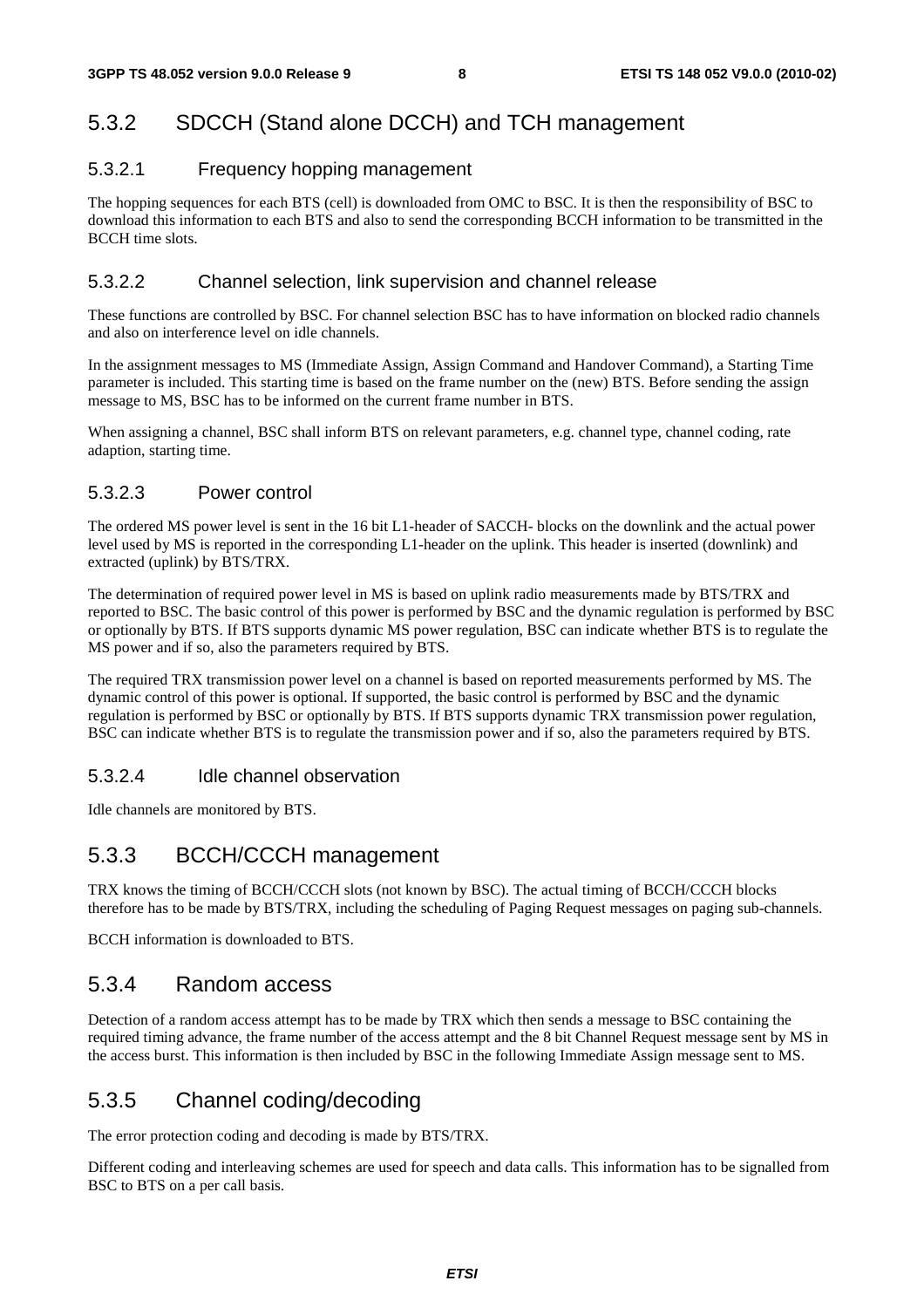### 5.3.2 SDCCH (Stand alone DCCH) and TCH management

#### 5.3.2.1 Frequency hopping management

The hopping sequences for each BTS (cell) is downloaded from OMC to BSC. It is then the responsibility of BSC to download this information to each BTS and also to send the corresponding BCCH information to be transmitted in the BCCH time slots.

#### 5.3.2.2 Channel selection, link supervision and channel release

These functions are controlled by BSC. For channel selection BSC has to have information on blocked radio channels and also on interference level on idle channels.

In the assignment messages to MS (Immediate Assign, Assign Command and Handover Command), a Starting Time parameter is included. This starting time is based on the frame number on the (new) BTS. Before sending the assign message to MS, BSC has to be informed on the current frame number in BTS.

When assigning a channel, BSC shall inform BTS on relevant parameters, e.g. channel type, channel coding, rate adaption, starting time.

#### 5.3.2.3 Power control

The ordered MS power level is sent in the 16 bit L1-header of SACCH- blocks on the downlink and the actual power level used by MS is reported in the corresponding L1-header on the uplink. This header is inserted (downlink) and extracted (uplink) by BTS/TRX.

The determination of required power level in MS is based on uplink radio measurements made by BTS/TRX and reported to BSC. The basic control of this power is performed by BSC and the dynamic regulation is performed by BSC or optionally by BTS. If BTS supports dynamic MS power regulation, BSC can indicate whether BTS is to regulate the MS power and if so, also the parameters required by BTS.

The required TRX transmission power level on a channel is based on reported measurements performed by MS. The dynamic control of this power is optional. If supported, the basic control is performed by BSC and the dynamic regulation is performed by BSC or optionally by BTS. If BTS supports dynamic TRX transmission power regulation, BSC can indicate whether BTS is to regulate the transmission power and if so, also the parameters required by BTS.

#### 5.3.2.4 Idle channel observation

Idle channels are monitored by BTS.

### 5.3.3 BCCH/CCCH management

TRX knows the timing of BCCH/CCCH slots (not known by BSC). The actual timing of BCCH/CCCH blocks therefore has to be made by BTS/TRX, including the scheduling of Paging Request messages on paging sub-channels.

BCCH information is downloaded to BTS.

### 5.3.4 Random access

Detection of a random access attempt has to be made by TRX which then sends a message to BSC containing the required timing advance, the frame number of the access attempt and the 8 bit Channel Request message sent by MS in the access burst. This information is then included by BSC in the following Immediate Assign message sent to MS.

### 5.3.5 Channel coding/decoding

The error protection coding and decoding is made by BTS/TRX.

Different coding and interleaving schemes are used for speech and data calls. This information has to be signalled from BSC to BTS on a per call basis.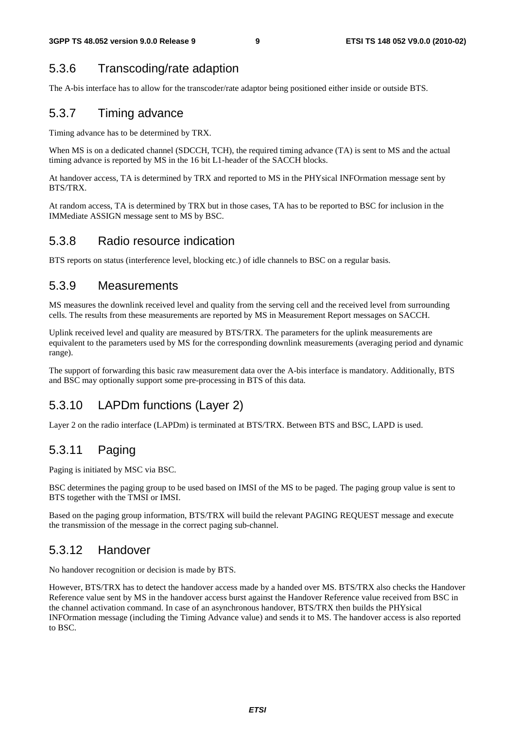### 5.3.6 Transcoding/rate adaption

The A-bis interface has to allow for the transcoder/rate adaptor being positioned either inside or outside BTS.

### 5.3.7 Timing advance

Timing advance has to be determined by TRX.

When MS is on a dedicated channel (SDCCH, TCH), the required timing advance (TA) is sent to MS and the actual timing advance is reported by MS in the 16 bit L1-header of the SACCH blocks.

At handover access, TA is determined by TRX and reported to MS in the PHYsical INFOrmation message sent by BTS/TRX.

At random access, TA is determined by TRX but in those cases, TA has to be reported to BSC for inclusion in the IMMediate ASSIGN message sent to MS by BSC.

### 5.3.8 Radio resource indication

BTS reports on status (interference level, blocking etc.) of idle channels to BSC on a regular basis.

### 5.3.9 Measurements

MS measures the downlink received level and quality from the serving cell and the received level from surrounding cells. The results from these measurements are reported by MS in Measurement Report messages on SACCH.

Uplink received level and quality are measured by BTS/TRX. The parameters for the uplink measurements are equivalent to the parameters used by MS for the corresponding downlink measurements (averaging period and dynamic range).

The support of forwarding this basic raw measurement data over the A-bis interface is mandatory. Additionally, BTS and BSC may optionally support some pre-processing in BTS of this data.

### 5.3.10 LAPDm functions (Layer 2)

Layer 2 on the radio interface (LAPDm) is terminated at BTS/TRX. Between BTS and BSC, LAPD is used.

### 5.3.11 Paging

Paging is initiated by MSC via BSC.

BSC determines the paging group to be used based on IMSI of the MS to be paged. The paging group value is sent to BTS together with the TMSI or IMSI.

Based on the paging group information, BTS/TRX will build the relevant PAGING REQUEST message and execute the transmission of the message in the correct paging sub-channel.

### 5.3.12 Handover

No handover recognition or decision is made by BTS.

However, BTS/TRX has to detect the handover access made by a handed over MS. BTS/TRX also checks the Handover Reference value sent by MS in the handover access burst against the Handover Reference value received from BSC in the channel activation command. In case of an asynchronous handover, BTS/TRX then builds the PHYsical INFOrmation message (including the Timing Advance value) and sends it to MS. The handover access is also reported to BSC.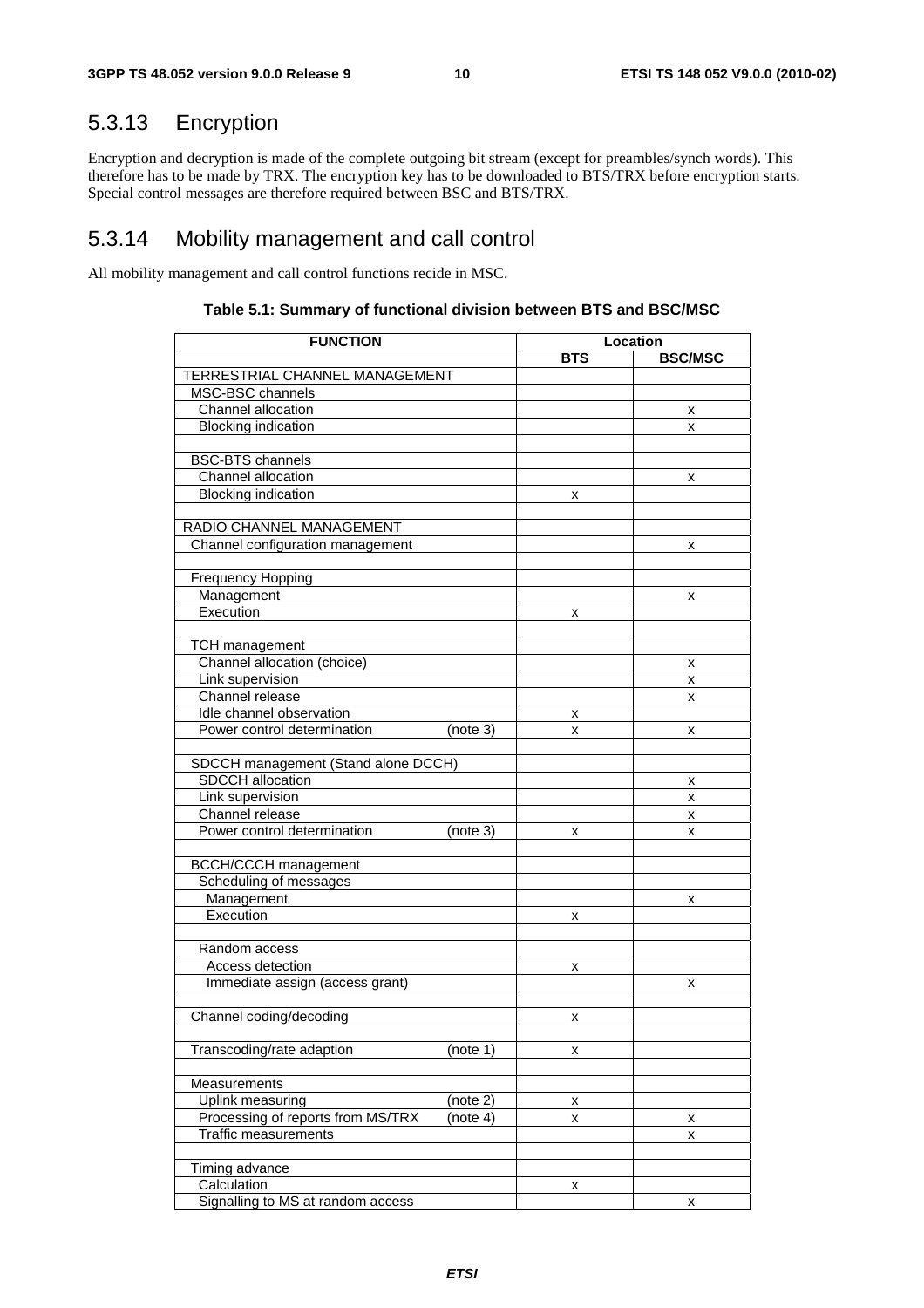## 5.3.13 Encryption

Encryption and decryption is made of the complete outgoing bit stream (except for preambles/synch words). This therefore has to be made by TRX. The encryption key has to be downloaded to BTS/TRX before encryption starts. Special control messages are therefore required between BSC and BTS/TRX.

## 5.3.14 Mobility management and call control

All mobility management and call control functions recide in MSC.

**Table 5.1: Summary of functional division between BTS and BSC/MSC**

| FUNCTION | Location | |
|---|---|---|
| | BTS | BSC/MSC |
| TERRESTRIAL CHANNEL MANAGEMENT | | |
| MSC-BSC channels | | |
| Channel allocation | | x |
| Blocking indication | | x |
| | | |
| BSC-BTS channels | | |
| Channel allocation | | x |
| Blocking indication | x | |
| | | |
| RADIO CHANNEL MANAGEMENT | | |
| Channel configuration management | | x |
| | | |
| Frequency Hopping | | |
| Management | | x |
| Execution | x | |
| | | |
| TCH management | | |
| Channel allocation (choice) | | x |
| Link supervision | | x |
| Channel release | | x |
| Idle channel observation | x | |
| Power control determination (note 3) | x | x |
| | | |
| SDCCH management (Stand alone DCCH) | | |
| SDCCH allocation | | x |
| Link supervision | | x |
| Channel release | | x |
| Power control determination (note 3) | x | x |
| | | |
| BCCH/CCCH management | | |
| Scheduling of messages | | |
| Management | | x |
| Execution | x | |
| | | |
| Random access | | |
| Access detection | x | |
| Immediate assign (access grant) | | x |
| | | |
| Channel coding/decoding | x | |
| | | |
| Transcoding/rate adaption (note 1) | x | |
| | | |
| Measurements | | |
| Uplink measuring (note 2) | x | |
| Processing of reports from MS/TRX (note 4) | x | x |
| Traffic measurements | | x |
| | | |
| Timing advance | | |
| Calculation | x | |
| Signalling to MS at random access | | x |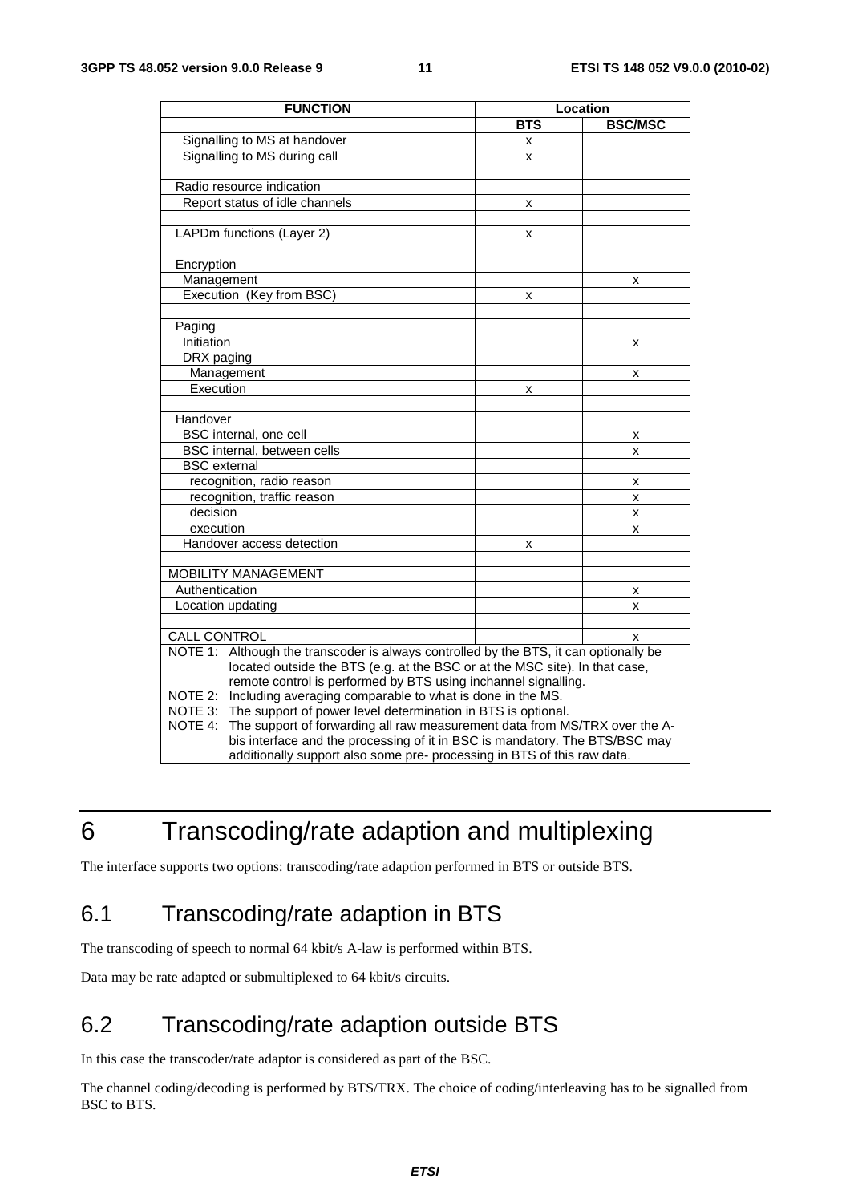| FUNCTION | Location | |
|---|---|---|
| | BTS | BSC/MSC |
| Signalling to MS at handover | x | |
| Signalling to MS during call | x | |
| | | |
| Radio resource indication | | |
| Report status of idle channels | x | |
| | | |
| LAPDm functions (Layer 2) | x | |
| | | |
| Encryption | | |
| Management | | x |
| Execution (Key from BSC) | x | |
| | | |
| Paging | | |
| Initiation | | x |
| DRX paging | | |
| Management | | x |
| Execution | x | |
| | | |
| Handover | | |
| BSC internal, one cell | | x |
| BSC internal, between cells | | x |
| BSC external | | |
| recognition, radio reason | | x |
| recognition, traffic reason | | x |
| decision | | x |
| execution | | x |
| Handover access detection | x | |
| | | |
| MOBILITY MANAGEMENT | | |
| Authentication | | x |
| Location updating | | x |
| | | |
| CALL CONTROL | | x |

NOTE 1: Although the transcoder is always controlled by the BTS, it can optionally be located outside the BTS (e.g. at the BSC or at the MSC site). In that case, remote control is performed by BTS using inchannel signalling.

NOTE 2: Including averaging comparable to what is done in the MS.

NOTE 3: The support of power level determination in BTS is optional.

NOTE 4: The support of forwarding all raw measurement data from MS/TRX over the A-bis interface and the processing of it in BSC is mandatory. The BTS/BSC may additionally support also some pre- processing in BTS of this raw data.

# 6 Transcoding/rate adaption and multiplexing

The interface supports two options: transcoding/rate adaption performed in BTS or outside BTS.

## 6.1 Transcoding/rate adaption in BTS

The transcoding of speech to normal 64 kbit/s A-law is performed within BTS.

Data may be rate adapted or submultiplexed to 64 kbit/s circuits.

## 6.2 Transcoding/rate adaption outside BTS

In this case the transcoder/rate adaptor is considered as part of the BSC.

The channel coding/decoding is performed by BTS/TRX. The choice of coding/interleaving has to be signalled from BSC to BTS.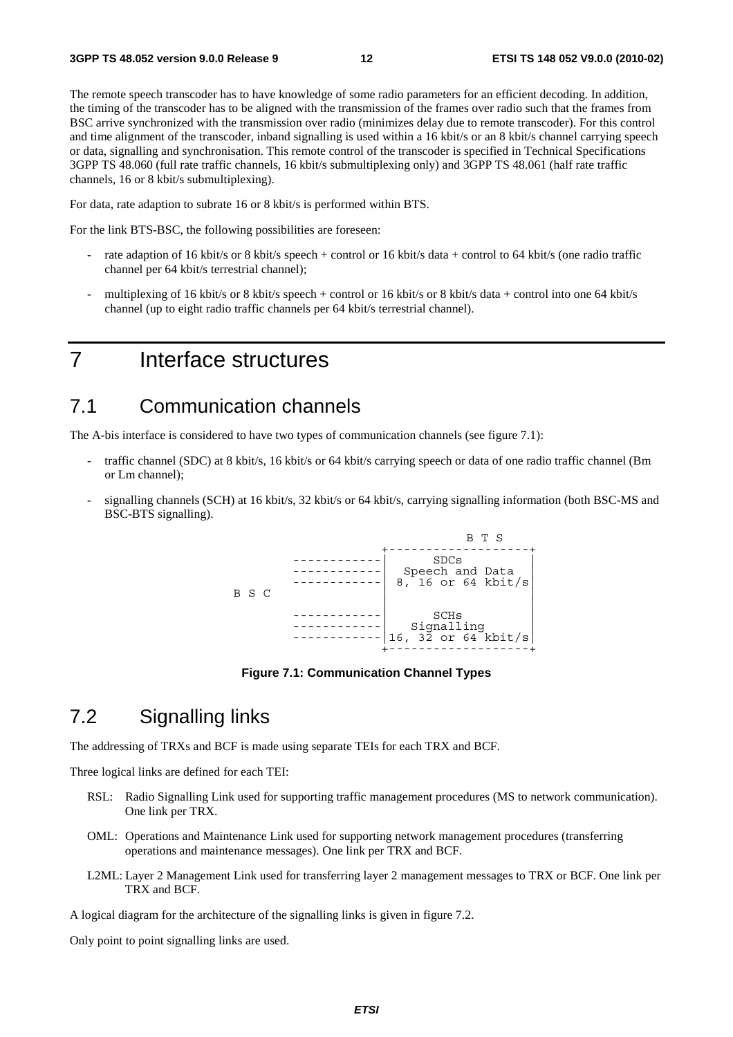The remote speech transcoder has to have knowledge of some radio parameters for an efficient decoding. In addition, the timing of the transcoder has to be aligned with the transmission of the frames over radio such that the frames from BSC arrive synchronized with the transmission over radio (minimizes delay due to remote transcoder). For this control and time alignment of the transcoder, inband signalling is used within a 16 kbit/s or an 8 kbit/s channel carrying speech or data, signalling and synchronisation. This remote control of the transcoder is specified in Technical Specifications 3GPP TS 48.060 (full rate traffic channels, 16 kbit/s submultiplexing only) and 3GPP TS 48.061 (half rate traffic channels, 16 or 8 kbit/s submultiplexing).

For data, rate adaption to subrate 16 or 8 kbit/s is performed within BTS.

For the link BTS-BSC, the following possibilities are foreseen:

- rate adaption of 16 kbit/s or 8 kbit/s speech + control or 16 kbit/s data + control to 64 kbit/s (one radio traffic channel per 64 kbit/s terrestrial channel);
- multiplexing of 16 kbit/s or 8 kbit/s speech + control or 16 kbit/s or 8 kbit/s data + control into one 64 kbit/s channel (up to eight radio traffic channels per 64 kbit/s terrestrial channel).

# 7 Interface structures

## 7.1 Communication channels

The A-bis interface is considered to have two types of communication channels (see figure 7.1):

- traffic channel (SDC) at 8 kbit/s, 16 kbit/s or 64 kbit/s carrying speech or data of one radio traffic channel (Bm or Lm channel);
- signalling channels (SCH) at 16 kbit/s, 32 kbit/s or 64 kbit/s, carrying signalling information (both BSC-MS and BSC-BTS signalling).

```
                                      B T S
                        +-------------------+
          ------------|       SDCs          |
          ------------|   Speech and Data   |
          ------------|  8, 16 or 64 kbit/s |
B S C                   |                   |
                        |                   |
          ------------|       SCHs          |
          ------------|    Signalling       |
          ------------|16, 32 or 64 kbit/s  |
                        +-------------------+
```

**Figure 7.1: Communication Channel Types**

## 7.2 Signalling links

The addressing of TRXs and BCF is made using separate TEIs for each TRX and BCF.

Three logical links are defined for each TEI:

RSL: Radio Signalling Link used for supporting traffic management procedures (MS to network communication). One link per TRX.

OML: Operations and Maintenance Link used for supporting network management procedures (transferring operations and maintenance messages). One link per TRX and BCF.

L2ML: Layer 2 Management Link used for transferring layer 2 management messages to TRX or BCF. One link per TRX and BCF.

A logical diagram for the architecture of the signalling links is given in figure 7.2.

Only point to point signalling links are used.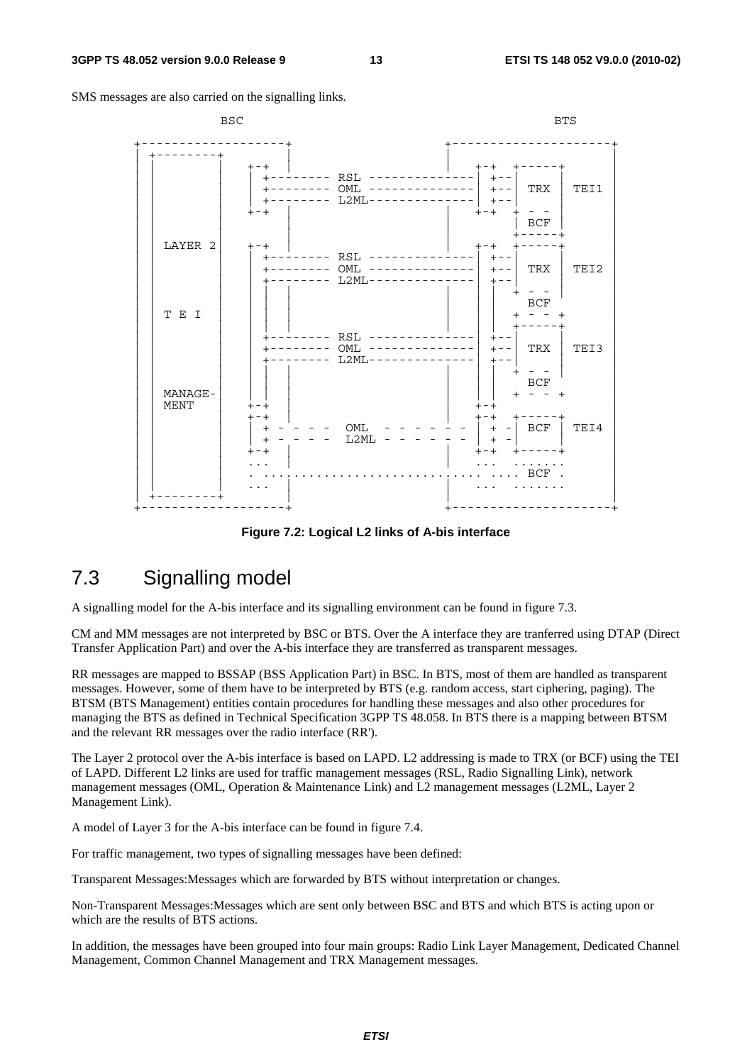SMS messages are also carried on the signalling links.

```
          BSC                                                  BTS

+-------------------+                       +---------------------+
| +--------+        |                       |                     |
| |        |   +-+  |                       | +-+  +-----+        |
| |        |   | +-------- RSL -------------| +--|     |        |
| |        |   | +-------- OML -------------| +--| TRX | TEI1   |
| |        |   | +-------- L2ML-------------| +--|     |        |
| |        |   +-+  |                       | +-+  + - -        |
| |        |        |                       |      | BCF |      |
| |        |        |                       |      +-----+      |
| | LAYER 2|   +-+  |                       | +-+  +-----+      |
| |        |   | +-------- RSL -------------| +--|     |        |
| |        |   | +-------- OML -------------| +--| TRX | TEI2   |
| |        |   | +-------- L2ML-------------| +--|     |        |
| |        |   | |  |                       | |    + - -        |
| |        |   | |  |                       | |      BCF        |
| | T E I  |   | |  |                       | |    + - - +      |
| |        |   | |  |                       | |    +-----+      |
| |        |   | +-------- RSL -------------| +--|     |        |
| |        |   | +-------- OML -------------| +--| TRX | TEI3   |
| |        |   | +-------- L2ML-------------| +--|     |        |
| |        |   | |  |                       | |    + - -        |
| |        |   | |  |                       | |      BCF        |
| | MANAGE-|   | |  |                       | |    + - - +      |
| | MENT   |   +-+  |                       | +-+               |
| |        |   +-+  |                       | +-+  +-----+      |
| |        |   | + - - - -  OML  - - - - - -| + -| BCF | TEI4   |
| |        |   | + - - - -  L2ML - - - - - -| + -|     |        |
| |        |   +-+  |                       | +-+  +-----+      |
| |        |   ...  |                       | ...  .......      |
| |        |   . ............................ .... BCF .        |
| |        |   ...  |                       | ...  .......      |
| +--------+        |                       |                   |
+-------------------+                       +---------------------+
```

**Figure 7.2: Logical L2 links of A-bis interface**

## 7.3 Signalling model

A signalling model for the A-bis interface and its signalling environment can be found in figure 7.3.

CM and MM messages are not interpreted by BSC or BTS. Over the A interface they are tranferred using DTAP (Direct Transfer Application Part) and over the A-bis interface they are transferred as transparent messages.

RR messages are mapped to BSSAP (BSS Application Part) in BSC. In BTS, most of them are handled as transparent messages. However, some of them have to be interpreted by BTS (e.g. random access, start ciphering, paging). The BTSM (BTS Management) entities contain procedures for handling these messages and also other procedures for managing the BTS as defined in Technical Specification 3GPP TS 48.058. In BTS there is a mapping between BTSM and the relevant RR messages over the radio interface (RR').

The Layer 2 protocol over the A-bis interface is based on LAPD. L2 addressing is made to TRX (or BCF) using the TEI of LAPD. Different L2 links are used for traffic management messages (RSL, Radio Signalling Link), network management messages (OML, Operation & Maintenance Link) and L2 management messages (L2ML, Layer 2 Management Link).

A model of Layer 3 for the A-bis interface can be found in figure 7.4.

For traffic management, two types of signalling messages have been defined:

Transparent Messages:Messages which are forwarded by BTS without interpretation or changes.

Non-Transparent Messages:Messages which are sent only between BSC and BTS and which BTS is acting upon or which are the results of BTS actions.

In addition, the messages have been grouped into four main groups: Radio Link Layer Management, Dedicated Channel Management, Common Channel Management and TRX Management messages.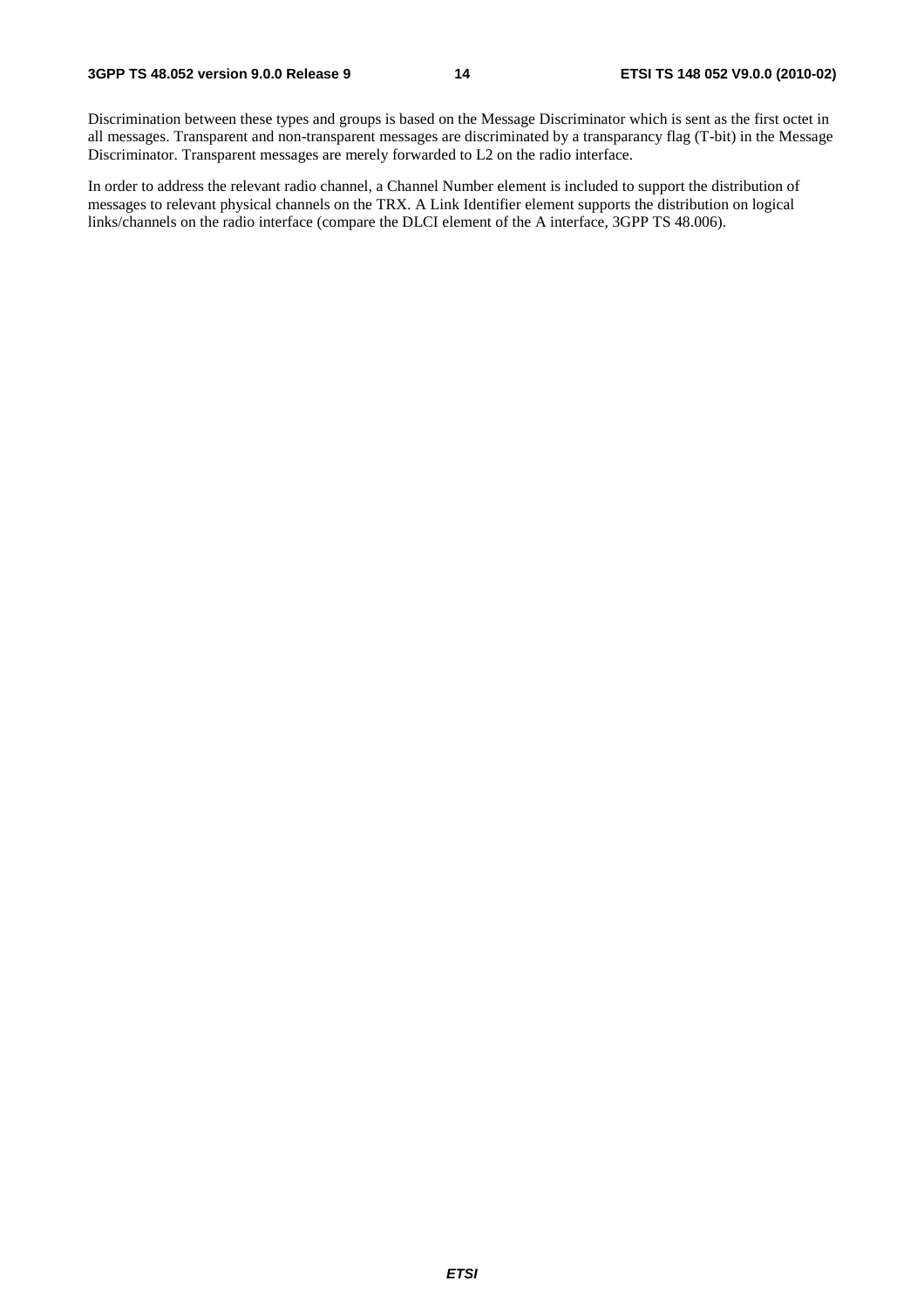Discrimination between these types and groups is based on the Message Discriminator which is sent as the first octet in all messages. Transparent and non-transparent messages are discriminated by a transparancy flag (T-bit) in the Message Discriminator. Transparent messages are merely forwarded to L2 on the radio interface.

In order to address the relevant radio channel, a Channel Number element is included to support the distribution of messages to relevant physical channels on the TRX. A Link Identifier element supports the distribution on logical links/channels on the radio interface (compare the DLCI element of the A interface, 3GPP TS 48.006).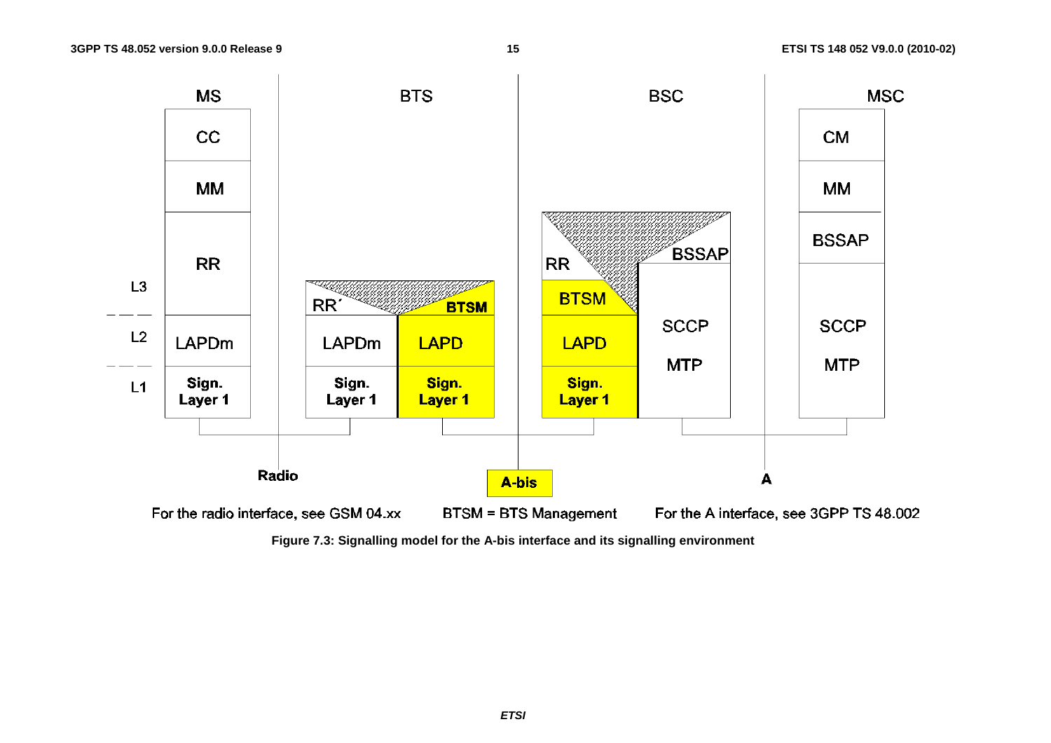| | MS | | BTS | | BSC | | MSC |
|---|---|---|---|---|---|---|---|
| | CC | | | | | | CM |
| | MM | | | | | | MM |
| L3 | RR | | RR´ | BTSM | RR / BTSM | BSSAP | BSSAP |
| L2 | LAPDm | | LAPDm | LAPD | LAPD | SCCP | SCCP |
| L1 | Sign. Layer 1 | | Sign. Layer 1 | Sign. Layer 1 | Sign. Layer 1 | MTP | MTP |

Radio — A-bis — A

For the radio interface, see GSM 04.xx BTSM = BTS Management For the A interface, see 3GPP TS 48.002

**Figure 7.3: Signalling model for the A-bis interface and its signalling environment**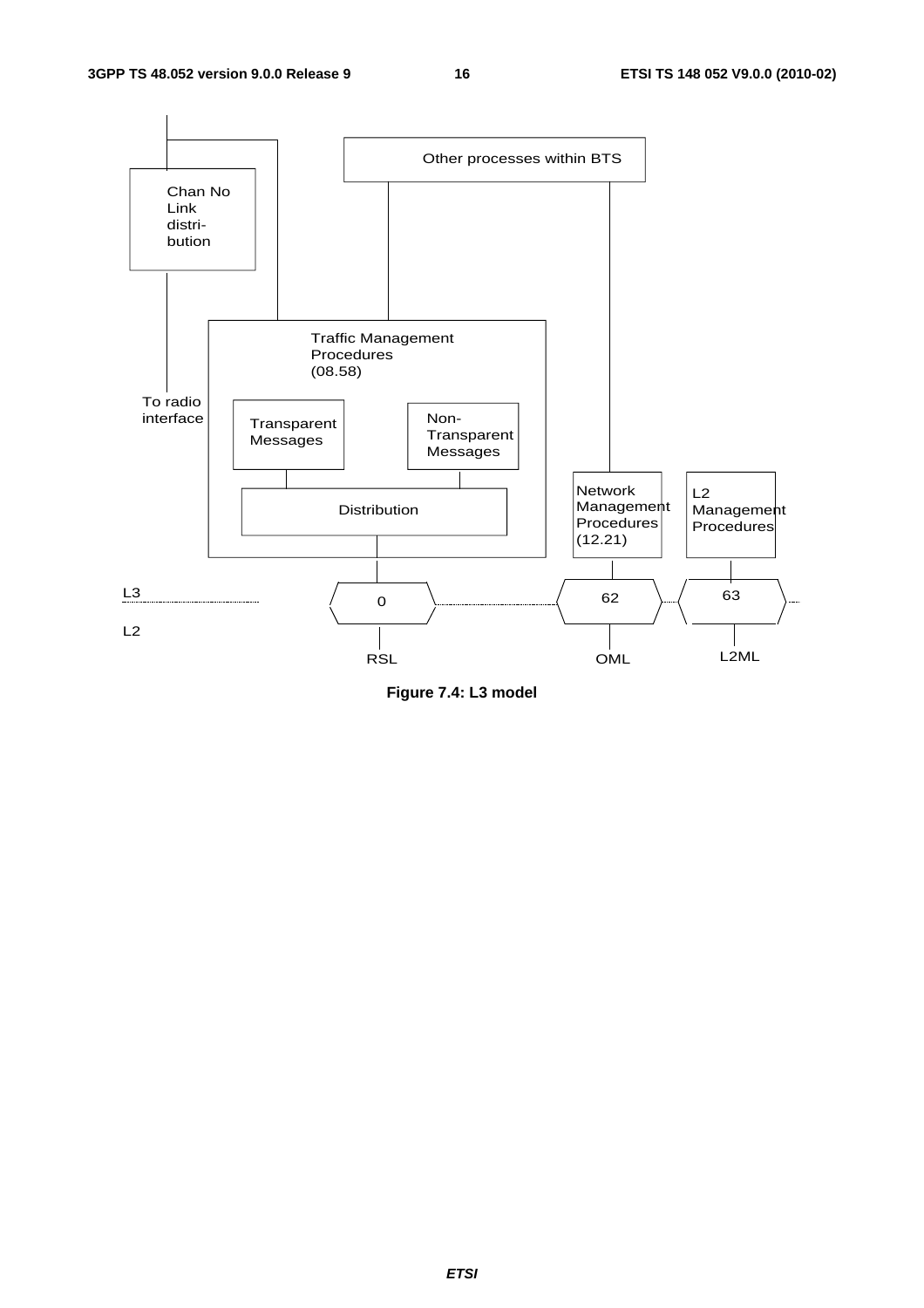Other processes within BTS

Chan No Link distri-bution

Traffic Management Procedures (08.58)

To radio interface

Transparent Messages

Non-Transparent Messages

Distribution

Network Management Procedures (12.21)

L2 Management Procedures

L3

L2

0

62

63

RSL

OML

L2ML

**Figure 7.4: L3 model**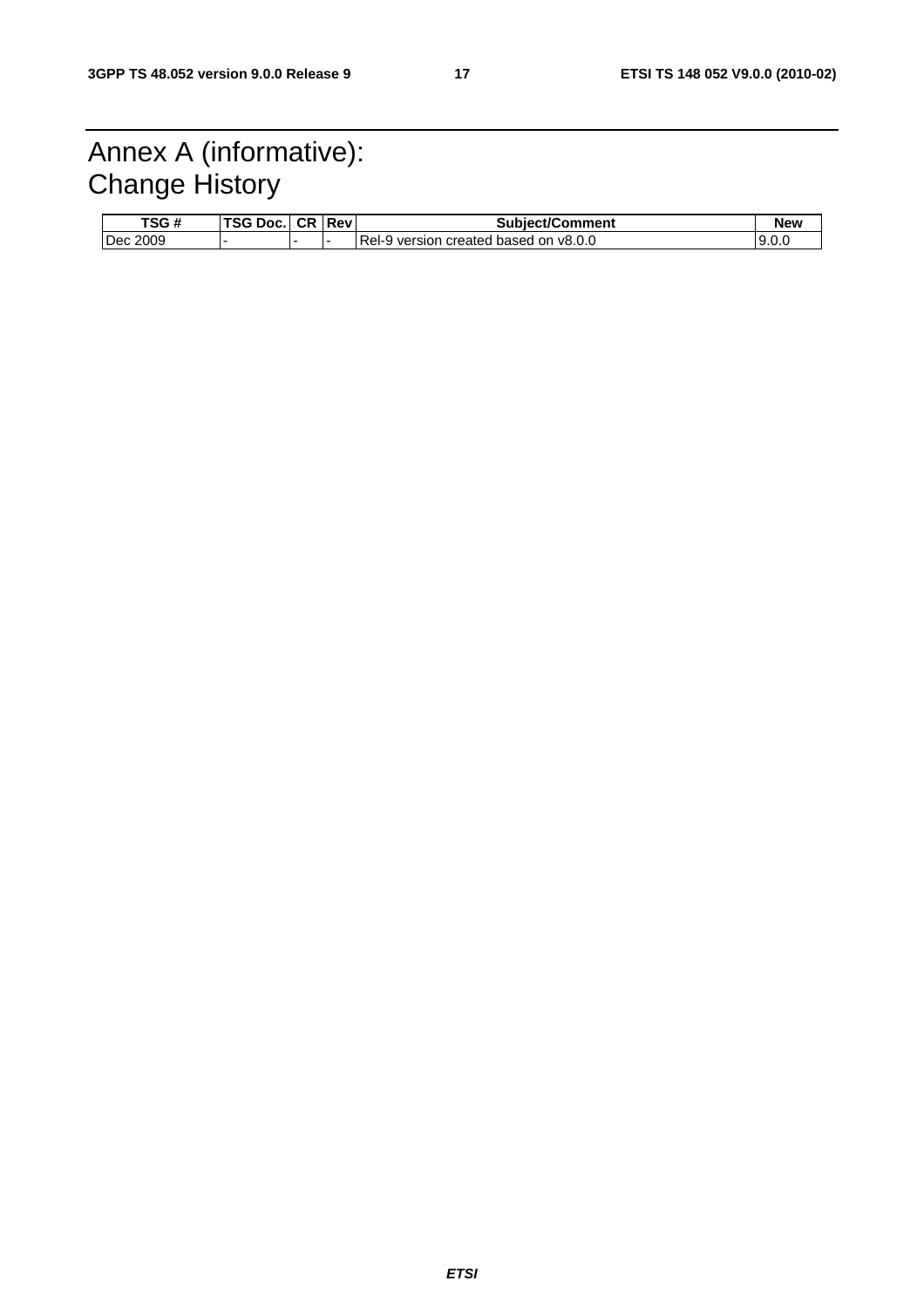# Annex A (informative): Change History

| TSG # | TSG Doc. | CR | Rev | Subject/Comment | New |
|---|---|---|---|---|---|
| Dec 2009 | - | - | - | Rel-9 version created based on v8.0.0 | 9.0.0 |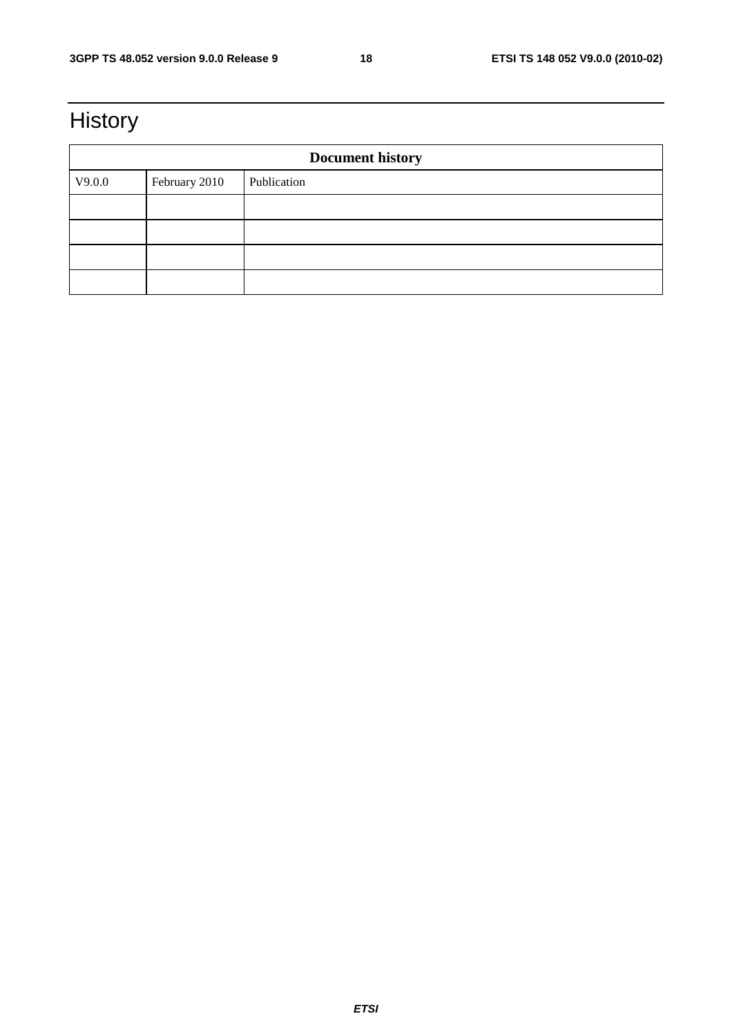# History

| Document history | | |
|---|---|---|
| V9.0.0 | February 2010 | Publication |
| | | |
| | | |
| | | |
| | | |